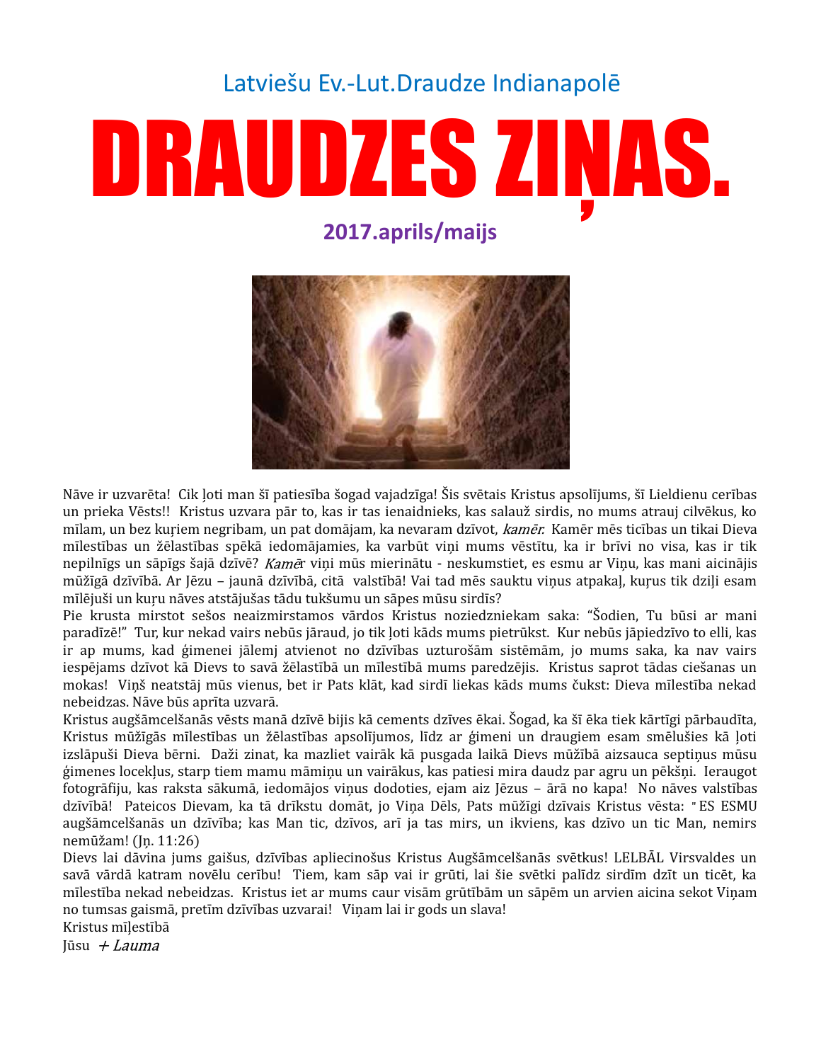Latviešu Ev.-Lut.Draudze Indianapolē

# DRAUDZES ZIŅAS.

**2017.aprils/maijs**

Nāve ir uzvarēta! Cik ļoti man šī patiesība šogad vajadzīga! Šis svētais Kristus apsolījums, šī Lieldienu cerības un prieka Vēsts!! Kristus uzvara pār to, kas ir tas ienaidnieks, kas salauž sirdis, no mums atrauj cilvēkus, ko mīlam, un bez kuŗiem negribam, un pat domājam, ka nevaram dzīvot, *kamēr.* Kamēr mēs ticības un tikai Dieva mīlestības un žēlastības spēkā iedomājamies, ka varbūt viņi mums vēstītu, ka ir brīvi no visa, kas ir tik nepilnīgs un sāpīgs šajā dzīvē? *Kamē*r viņi mūs mierinātu - neskumstiet, es esmu ar Viņu, kas mani aicinājis mūžīgā dzīvībā. Ar Jēzu – jaunā dzīvībā, citā valstībā! Vai tad mēs sauktu viņus atpakaļ, kuŗus tik dziļi esam mīlējuši un kuŗu nāves atstājušas tādu tukšumu un sāpes mūsu sirdīs?

Pie krusta mirstot sešos neaizmirstamos vārdos Kristus noziedzniekam saka: "Šodien, Tu būsi ar mani paradīzē!" Tur, kur nekad vairs nebūs jāraud, jo tik ļoti kāds mums pietrūkst. Kur nebūs jāpiedzīvo to elli, kas ir ap mums, kad ģimenei jālemj atvienot no dzīvības uzturošām sistēmām, jo mums saka, ka nav vairs iespējams dzīvot kā Dievs to savā žēlastībā un mīlestībā mums paredzējis. Kristus saprot tādas ciešanas un mokas! Viņš neatstāj mūs vienus, bet ir Pats klāt, kad sirdī liekas kāds mums čukst: Dieva mīlestība nekad nebeidzas. Nāve būs aprīta uzvarā.

Kristus augšāmcelšanās vēsts manā dzīvē bijis kā cements dzīves ēkai. Šogad, ka šī ēka tiek kārtīgi pārbaudīta, Kristus mūžīgās mīlestības un žēlastības apsolījumos, līdz ar ģimeni un draugiem esam smēlušies kā ļoti izslāpuši Dieva bērni. Daži zinat, ka mazliet vairāk kā pusgada laikā Dievs mūžībā aizsauca septiņus mūsu ģimenes locekļus, starp tiem mamu māmiņu un vairākus, kas patiesi mira daudz par agru un pēkšņi. Ieraugot fotogrāfiju, kas raksta sākumā, iedomājos viņus dodoties, ejam aiz Jēzus – ārā no kapa! No nāves valstības dzīvībā! Pateicos Dievam, ka tā drīkstu domāt, jo Viņa Dēls, Pats mūžīgi dzīvais Kristus vēsta: " ES ESMU augšāmcelšanās un dzīvība; kas Man tic, dzīvos, arī ja tas mirs, un ikviens, kas dzīvo un tic Man, nemirs nemūžam! (Jņ. 11:26)

Dievs lai dāvina jums gaišus, dzīvības apliecinošus Kristus Augšāmcelšanās svētkus! LELBĀL Virsvaldes un savā vārdā katram novēlu cerību! Tiem, kam sāp vai ir grūti, lai šie svētki palīdz sirdīm dzīt un ticēt, ka mīlestība nekad nebeidzas. Kristus iet ar mums caur visām grūtībām un sāpēm un arvien aicina sekot Viņam no tumsas gaismā, pretīm dzīvības uzvarai! Viņam lai ir gods un slava!

Kristus mīļestībā

Jūsu *+ Lauma*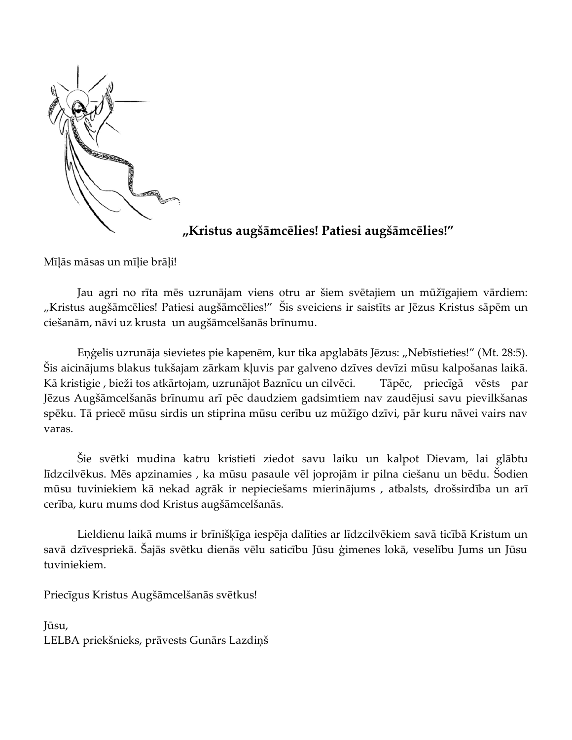**„Kristus augšāmcēlies! Patiesi augšāmcēlies!"**

Mīļās māsas un mīļie brāļi!

Jau agri no rīta mēs uzrunājam viens otru ar šiem svētajiem un mūžīgajiem vārdiem: „Kristus augšāmcēlies! Patiesi augšāmcēlies!" Šis sveiciens ir saistīts ar Jēzus Kristus sāpēm un ciešanām, nāvi uz krusta un augšāmcelšanās brīnumu.

Eņģelis uzrunāja sievietes pie kapenēm, kur tika apglabāts Jēzus: „Nebīstieties!" (Mt. 28:5). Šis aicinājums blakus tukšajam zārkam kļuvis par galveno dzīves devīzi mūsu kalpošanas laikā. Kā kristigie , bieži tos atkārtojam, uzrunājot Baznīcu un cilvēci. Tāpēc, priecīgā vēsts par Jēzus Augšāmcelšanās brīnumu arī pēc daudziem gadsimtiem nav zaudējusi savu pievilkšanas spēku. Tā priecē mūsu sirdis un stiprina mūsu cerību uz mūžīgo dzīvi, pār kuru nāvei vairs nav varas.

Šie svētki mudina katru kristieti ziedot savu laiku un kalpot Dievam, lai glābtu līdzcilvēkus. Mēs apzinamies , ka mūsu pasaule vēl joprojām ir pilna ciešanu un bēdu. Šodien mūsu tuviniekiem kā nekad agrāk ir nepieciešams mierinājums , atbalsts, drošsirdība un arī cerība, kuru mums dod Kristus augšāmcelšanās.

Lieldienu laikā mums ir brīnišķīga iespēja dalīties ar līdzcilvēkiem savā ticībā Kristum un savā dzīvesprieką. Šajās svētku dienās vēlu saticību Jūsu ģimenes lokā, veselību Jums un Jūsu tuviniekiem.

Priecīgus Kristus Augšāmcelšanās svētkus!

Jūsu,
LELBA priekšnieks, prāvests Gunārs Lazdiņš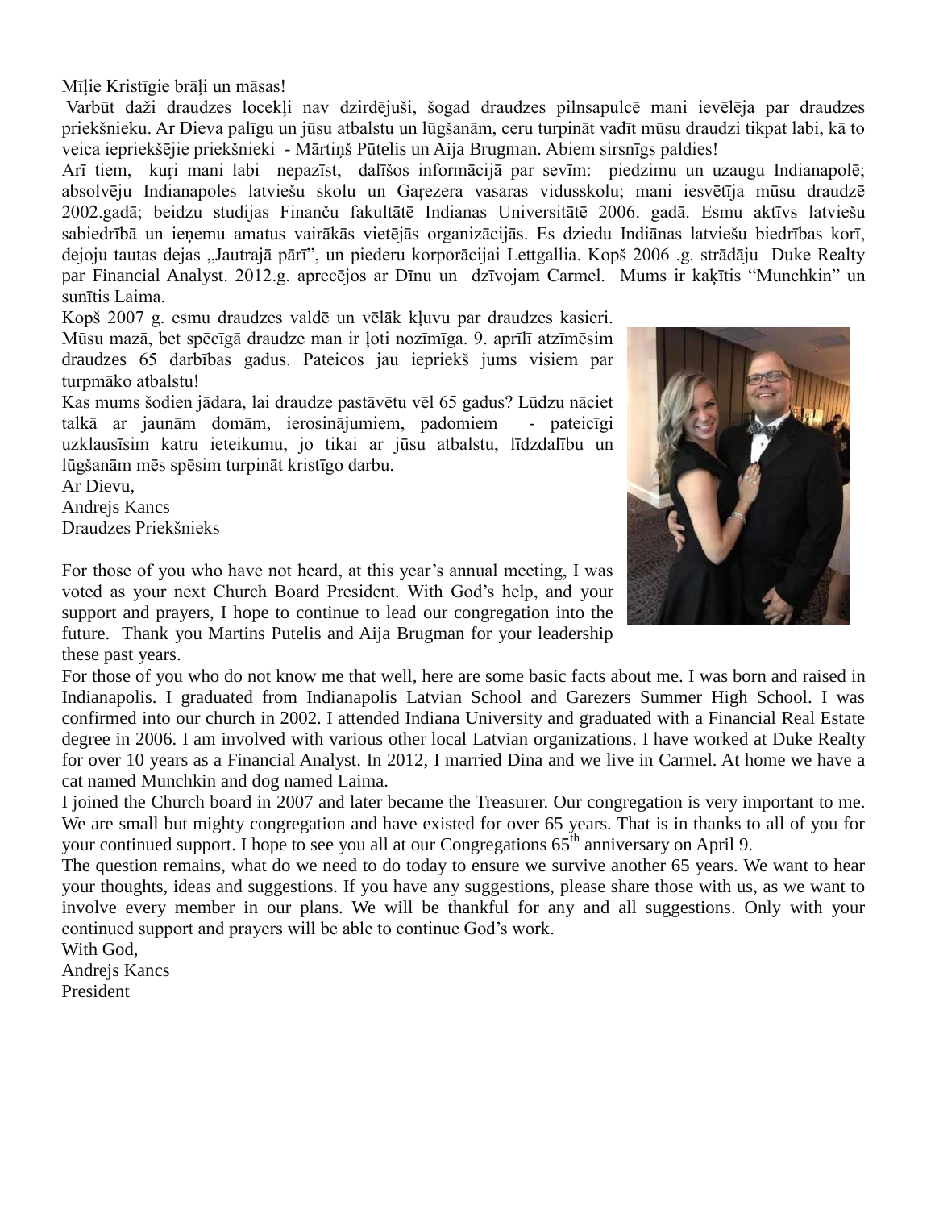Mīļie Kristīgie brāļi un māsas!

Varbūt daži draudzes locekļi nav dzirdējuši, šogad draudzes pilnsapulcē mani ievēlēja par draudzes priekšnieku. Ar Dieva palīgu un jūsu atbalstu un lūgšanām, ceru turpināt vadīt mūsu draudzi tikpat labi, kā to veica iepriekšējie priekšnieki - Mārtiņš Pūtelis un Aija Brugman. Abiem sirsnīgs paldies!

Arī tiem, kuŗi mani labi nepazīst, dalīšos informācijā par sevīm: piedzimu un uzaugu Indianapolē; absolvēju Indianapoles latviešu skolu un Gaŗezera vasaras vidusskolu; mani iesvētīja mūsu draudzē 2002.gadā; beidzu studijas Finanču fakultātē Indianas Universitātē 2006. gadā. Esmu aktīvs latviešu sabiedrībā un ieņemu amatus vairākās vietējās organizācijās. Es dziedu Indiānas latviešu biedrības korī, dejoju tautas dejas „Jautrajā pārī", un piederu korporācijai Lettgallia. Kopš 2006 .g. strādāju Duke Realty par Financial Analyst. 2012.g. aprecējos ar Dīnu un dzīvojam Carmel. Mums ir kaķītis "Munchkin" un sunītis Laima.

Kopš 2007 g. esmu draudzes valdē un vēlāk kļuvu par draudzes kasieri. Mūsu mazā, bet spēcīgā draudze man ir ļoti nozīmīga. 9. aprīlī atzīmēsim draudzes 65 darbības gadus. Pateicos jau iepriekš jums visiem par turpmāko atbalstu!

Kas mums šodien jādara, lai draudze pastāvētu vēl 65 gadus? Lūdzu nāciet talkā ar jaunām domām, ierosinājumiem, padomiem - pateicīgi uzklausīsim katru ieteikumu, jo tikai ar jūsu atbalstu, līdzdalību un lūgšanām mēs spēsim turpināt kristīgo darbu.

Ar Dievu,
Andrejs Kancs
Draudzes Priekšnieks

For those of you who have not heard, at this year's annual meeting, I was voted as your next Church Board President. With God's help, and your support and prayers, I hope to continue to lead our congregation into the future. Thank you Martins Putelis and Aija Brugman for your leadership these past years.

For those of you who do not know me that well, here are some basic facts about me. I was born and raised in Indianapolis. I graduated from Indianapolis Latvian School and Garezers Summer High School. I was confirmed into our church in 2002. I attended Indiana University and graduated with a Financial Real Estate degree in 2006. I am involved with various other local Latvian organizations. I have worked at Duke Realty for over 10 years as a Financial Analyst. In 2012, I married Dina and we live in Carmel. At home we have a cat named Munchkin and dog named Laima.

I joined the Church board in 2007 and later became the Treasurer. Our congregation is very important to me. We are small but mighty congregation and have existed for over 65 years. That is in thanks to all of you for your continued support. I hope to see you all at our Congregations 65th anniversary on April 9.

The question remains, what do we need to do today to ensure we survive another 65 years. We want to hear your thoughts, ideas and suggestions. If you have any suggestions, please share those with us, as we want to involve every member in our plans. We will be thankful for any and all suggestions. Only with your continued support and prayers will be able to continue God's work.

With God,
Andrejs Kancs
President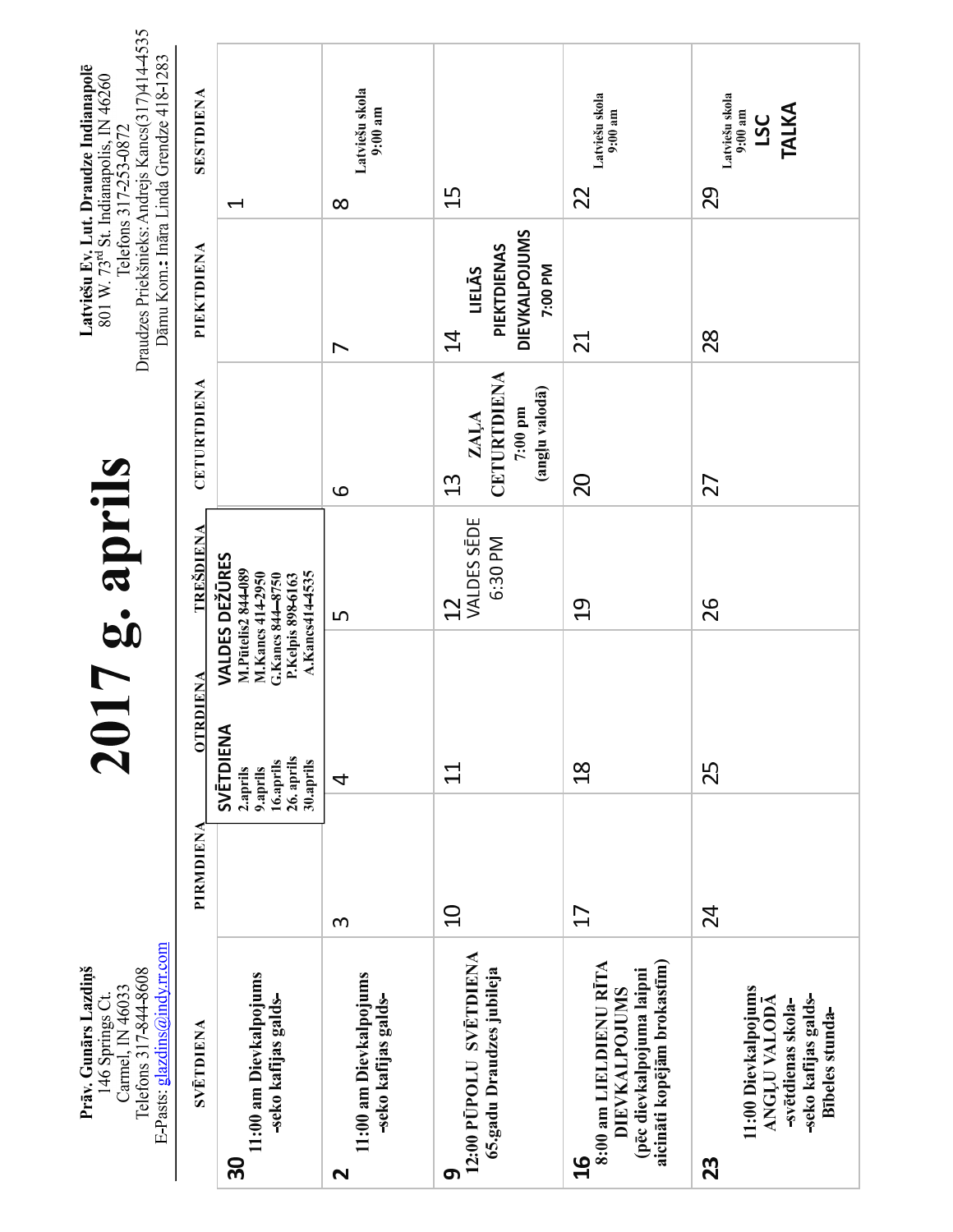**Prāv. Gunārs Lazdiņš**
146 Springs Ct.
Carmel, IN 46033
Telefons 317-844-8608
E-Pasts: glazdins@indy.rr.com

# 2017 g. aprils

**Latviešu Ev. Lut. Draudze Indianapolē**
801 W. 73rd St. Indianapolis, IN 46260
Telefons 317-253-0872
Draudzes Priekšnieks: Andrejs Kancs(317)414-4535
Dāmu Kom.: Ināra Linda Grendze 418-1283

| SVĒTDIENA | PIRMDIENA | OTRDIENA | TREŠDIENA | CETURTDIENA | PIEKTDIENA | SESTDIENA |
|---|---|---|---|---|---|---|
| **30** 11:00 am Dievkalpojums -seko kafijas galds- | | **SVĒTDIENA** 2.aprils 9.aprils 16.aprils 26. aprils 30.aprils | **VALDES DEŽŪRES** M.Pūtelis2 844-089 M.Kancs 414-2950 G.Kancs 844--8750 P.Kelpis 898-6163 A.Kancs414-4535 | | | 1 |
| **2** 11:00 am Dievkalpojums -seko kafijas galds- | 3 | 4 | 5 | 6 | 7 | 8 Latviešu skola 9:00 am |
| **9** 12:00 PŪPOLU SVĒTDIENA 65.gadu Draudzes jubileja | 10 | 11 | 12 VALDES SĒDE 6:30 PM | 13 ZAĻĀ CETURTDIENA 7:00 pm (angļu valodā) | 14 LIELĀS PIEKTDIENAS DIEVKALPOJUMS 7:00 PM | 15 |
| **16** 8:00 am LIELDIENU RĪTA DIEVKALPOJUMS (pēc dievkalpojuma laipni aicināti kopējām brokastīm) | 17 | 18 | 19 | 20 | 21 | 22 Latviešu skola 9:00 am |
| **23** 11:00 Dievkalpojums ANGĻU VALODĀ -svētdienas skola- -seko kafijas galds- Bībeles stunda- | 24 | 25 | 26 | 27 | 28 | 29 Latviešu skola 9:00 am LSC TALKA |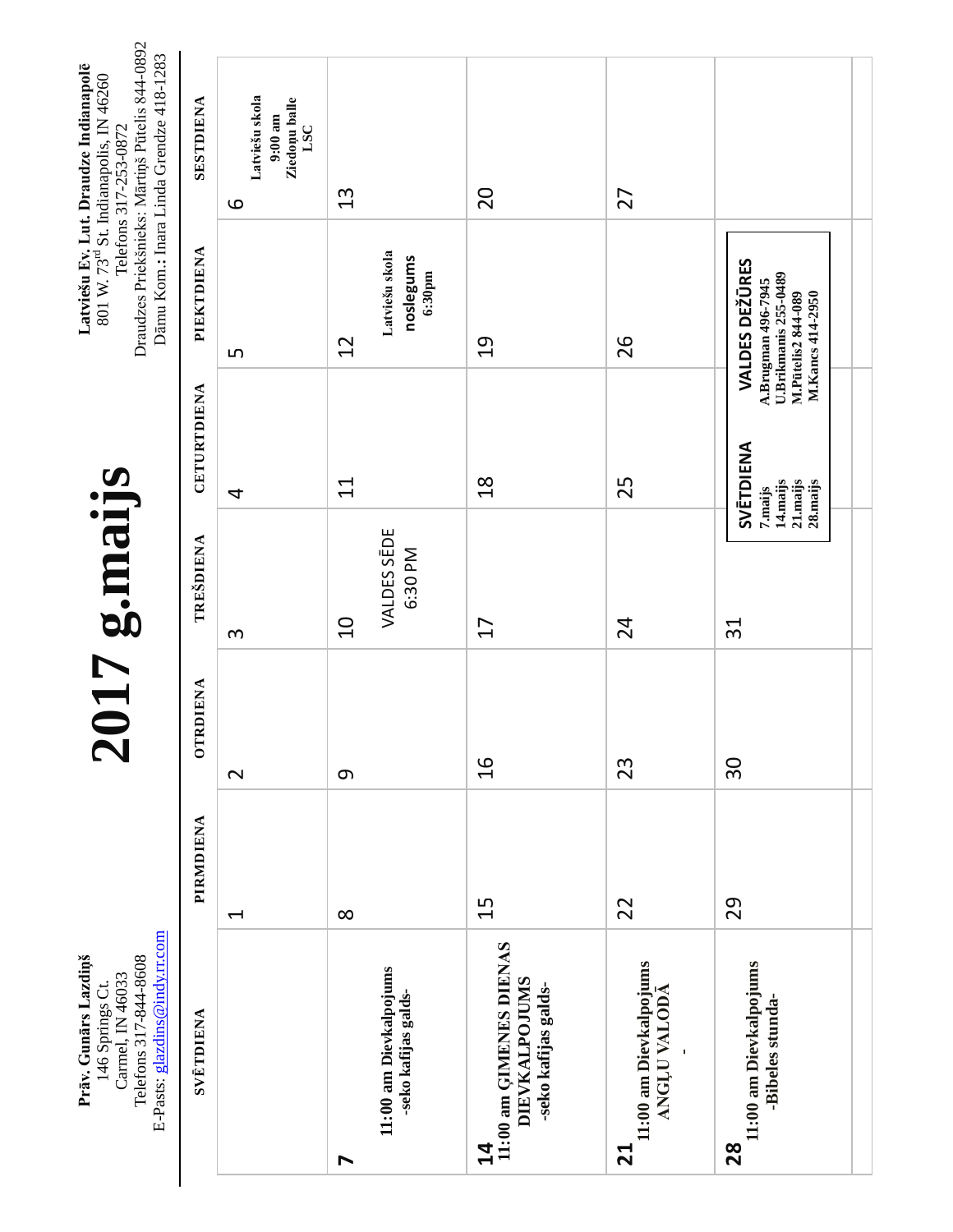**Prāv. Gunārs Lazdiņš**
146 Springs Ct.
Carmel, IN 46033
Telefons 317-844-8608
E-Pasts: glazdins@indy.rr.com

# 2017 g.maijs

**Latviešu Ev. Lut. Draudze Indianapolē**
801 W. 73rd St. Indianapolis, IN 46260
Telefons 317-253-0872
Draudzes Priekšnieks: Mārtiņš Pūtelis 844-0892
Dāmu Kom.: Inara Linda Grendze 418-1283

| SVĒTDIENA | PIRMDIENA | OTRDIENA | TREŠDIENA | CETURTDIENA | PIEKTDIENA | SESTDIENA |
|---|---|---|---|---|---|---|
| | 1 | 2 | 3 | 4 | 5 | 6 **Latviešu skola 9:00 am Ziedoņu balle LSC** |
| **7** **11:00 am Dievkalpojums -seko kafijas galds-** | 8 | 9 | 10 VALDES SĒDE 6:30 PM | 11 | 12 **Latviešu skola noslegums 6:30pm** | 13 |
| **14** **11:00 am ĢIMENES DIENAS DIEVKALPOJUMS -seko kafijas galds-** | 15 | 16 | 17 | 18 | 19 | 20 |
| **21** **11:00 am Dievkalpojums ANGĻU VALODĀ -** | 22 | 23 | 24 | 25 | 26 | 27 |
| **28** **11:00 am Dievkalpojums -Bibeles stunda-** | 29 | 30 | 31 | | | |

| SVĒTDIENA | VALDES DEŽŪRES |
|---|---|
| **7.maijs** | **A.Brugman 496-7945** |
| **14.maijs** | **U.Brikmanis 255-0489** |
| **21.maijs** | **M.Pūtelis2 844-089** |
| **28.maijs** | **M.Kancs 414-2950** |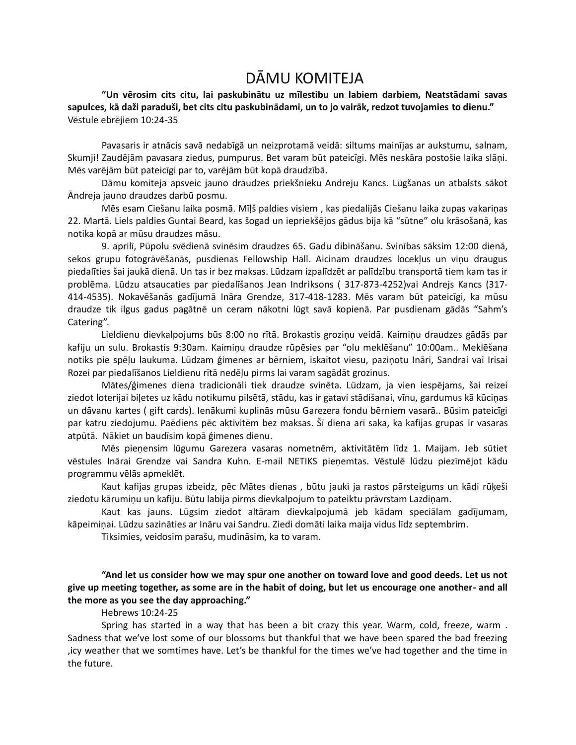# DĀMU KOMITEJA

**"Un vērosim cits citu, lai paskubinātu uz mīlestibu un labiem darbiem, Neatstādami savas sapulces, kā daži paraduši, bet cits citu paskubinādami, un to jo vairāk, redzot tuvojamies to dienu."**
Vēstule ebrējiem 10:24-35

Pavasaris ir atnācis savā nedabīgā un neizprotamā veidā: siltums mainījas ar aukstumu, salnam, Skumji! Zaudējām pavasara ziedus, pumpurus. Bet varam būt pateicīgi. Mēs neskāra postošie laika slāņi. Mēs varējām būt pateicīgi par to, varējām būt kopā draudzībā.

Dāmu komiteja apsveic jauno draudzes priekšnieku Andreju Kancs. Lūgšanas un atbalsts sākot Āndreja jauno draudzes darbū posmu.

Mēs esam Ciešanu laika posmā. Mīļš paldies visiem , kas piedalijās Ciešanu laika zupas vakariņas 22. Martā. Liels paldies Guntai Beard, kas šogad un iepriekšējos gādus bija kā "sūtne" olu krāsošanā, kas notika kopā ar mūsu draudzes māsu.

9. aprilī, Pūpolu svēdienā svinēsim draudzes 65. Gadu dibināšanu. Svinības sāksim 12:00 dienā, sekos grupu fotogrāvēšanās, pusdienas Fellowship Hall. Aicinam draudzes locekļus un viņu draugus piedalīties šai jaukā dienā. Un tas ir bez maksas. Lūdzam izpalīdzēt ar palīdzību transportā tiem kam tas ir problēma. Lūdzu atsaucaties par piedalīšanos Jean Indriksons ( 317-873-4252)vai Andrejs Kancs (317-414-4535). Nokavēšanās gadījumā Ināra Grendze, 317-418-1283. Mēs varam būt pateicīgi, ka mūsu draudze tik ilgus gadus pagātnē un ceram nākotni lūgt savā kopienā. Par pusdienam gādās "Sahm's Catering".

Lieldienu dievkalpojums būs 8:00 no rītā. Brokastis groziņu veidā. Kaimiņu draudzes gādās par kafiju un sulu. Brokastis 9:30am. Kaimiņu draudze rūpēsies par "olu meklēšanu" 10:00am.. Meklēšana notiks pie spēļu laukuma. Lūdzam ģimenes ar bērniem, iskaitot viesu, paziņotu Ināri, Sandrai vai Irisai Rozei par piedalīšanos Lieldienu rītā nedēļu pirms lai varam sagādāt grozinus.

Mātes/ģimenes diena tradicionāli tiek draudze svinēta. Lūdzam, ja vien iespējams, šai reizei ziedot loterijai biļetes uz kādu notikumu pilsētā, stādu, kas ir gatavi stādišanai, vīnu, gardumus kā kūciņas un dāvanu kartes ( gift cards). Ienākumi kuplinās mūsu Garezera fondu bērniem vasarā.. Būsim pateicīgi par katru ziedojumu. Paēdiens pēc aktivitēm bez maksas. Šī diena arī saka, ka kafijas grupas ir vasaras atpūtā. Nākiet un baudīsim kopā ģimenes dienu.

Mēs pieņensim lūgumu Garezera vasaras nometnēm, aktivitātēm līdz 1. Maijam. Jeb sūtiet vēstules Inārai Grendze vai Sandra Kuhn. E-mail NETIKS pieņemtas. Vēstulē lūdzu piezīmējot kādu programmu vēlās apmeklēt.

Kaut kafijas grupas izbeidz, pēc Mātes dienas , būtu jauki ja rastos pārsteigums un kādi rūķeši ziedotu kārumiņu un kafiju. Būtu labija pirms dievkalpojum to pateiktu prāvrstam Lazdiņam.

Kaut kas jauns. Lūgsim ziedot altāram dievkalpojumā jeb kādam speciālam gadījumam, kāpeimiņai. Lūdzu sazināties ar Ināru vai Sandru. Ziedi domāti laika maija vidus līdz septembrim.

Tiksimies, veidosim parašu, mudināsim, ka to varam.

**"And let us consider how we may spur one another on toward love and good deeds. Let us not give up meeting together, as some are in the habit of doing, but let us encourage one another- and all the more as you see the day approaching."**

Hebrews 10:24-25

Spring has started in a way that has been a bit crazy this year. Warm, cold, freeze, warm . Sadness that we've lost some of our blossoms but thankful that we have been spared the bad freezing ,icy weather that we somtimes have. Let's be thankful for the times we've had together and the time in the future.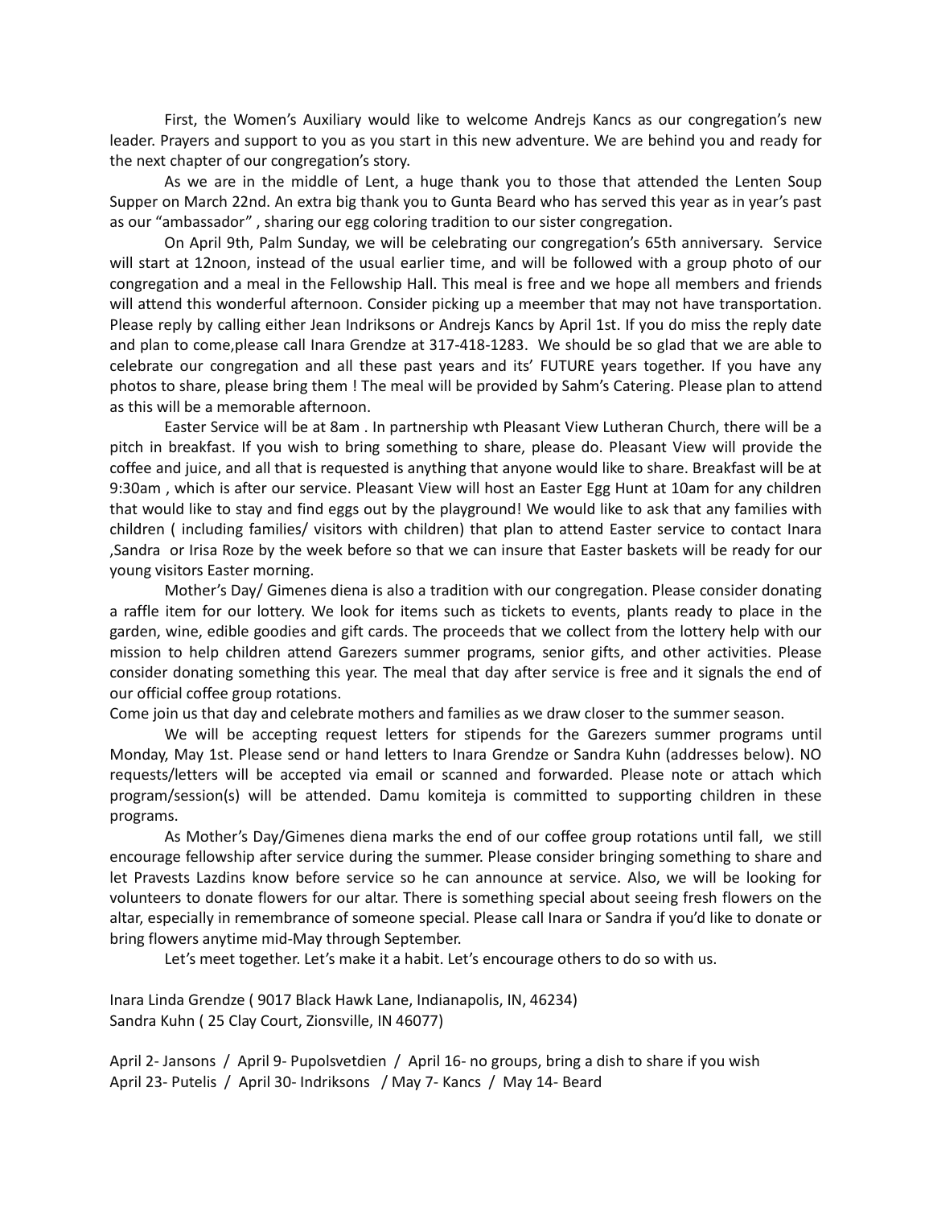First, the Women's Auxiliary would like to welcome Andrejs Kancs as our congregation's new leader. Prayers and support to you as you start in this new adventure. We are behind you and ready for the next chapter of our congregation's story.

As we are in the middle of Lent, a huge thank you to those that attended the Lenten Soup Supper on March 22nd. An extra big thank you to Gunta Beard who has served this year as in year's past as our "ambassador" , sharing our egg coloring tradition to our sister congregation.

On April 9th, Palm Sunday, we will be celebrating our congregation's 65th anniversary. Service will start at 12noon, instead of the usual earlier time, and will be followed with a group photo of our congregation and a meal in the Fellowship Hall. This meal is free and we hope all members and friends will attend this wonderful afternoon. Consider picking up a meember that may not have transportation. Please reply by calling either Jean Indriksons or Andrejs Kancs by April 1st. If you do miss the reply date and plan to come,please call Inara Grendze at 317-418-1283. We should be so glad that we are able to celebrate our congregation and all these past years and its' FUTURE years together. If you have any photos to share, please bring them ! The meal will be provided by Sahm's Catering. Please plan to attend as this will be a memorable afternoon.

Easter Service will be at 8am . In partnership wth Pleasant View Lutheran Church, there will be a pitch in breakfast. If you wish to bring something to share, please do. Pleasant View will provide the coffee and juice, and all that is requested is anything that anyone would like to share. Breakfast will be at 9:30am , which is after our service. Pleasant View will host an Easter Egg Hunt at 10am for any children that would like to stay and find eggs out by the playground! We would like to ask that any families with children ( including families/ visitors with children) that plan to attend Easter service to contact Inara ,Sandra or Irisa Roze by the week before so that we can insure that Easter baskets will be ready for our young visitors Easter morning.

Mother's Day/ Gimenes diena is also a tradition with our congregation. Please consider donating a raffle item for our lottery. We look for items such as tickets to events, plants ready to place in the garden, wine, edible goodies and gift cards. The proceeds that we collect from the lottery help with our mission to help children attend Garezers summer programs, senior gifts, and other activities. Please consider donating something this year. The meal that day after service is free and it signals the end of our official coffee group rotations.

Come join us that day and celebrate mothers and families as we draw closer to the summer season.

We will be accepting request letters for stipends for the Garezers summer programs until Monday, May 1st. Please send or hand letters to Inara Grendze or Sandra Kuhn (addresses below). NO requests/letters will be accepted via email or scanned and forwarded. Please note or attach which program/session(s) will be attended. Damu komiteja is committed to supporting children in these programs.

As Mother's Day/Gimenes diena marks the end of our coffee group rotations until fall, we still encourage fellowship after service during the summer. Please consider bringing something to share and let Pravests Lazdins know before service so he can announce at service. Also, we will be looking for volunteers to donate flowers for our altar. There is something special about seeing fresh flowers on the altar, especially in remembrance of someone special. Please call Inara or Sandra if you'd like to donate or bring flowers anytime mid-May through September.

Let's meet together. Let's make it a habit. Let's encourage others to do so with us.

Inara Linda Grendze ( 9017 Black Hawk Lane, Indianapolis, IN, 46234)
Sandra Kuhn ( 25 Clay Court, Zionsville, IN 46077)

April 2- Jansons / April 9- Pupolsvetdien / April 16- no groups, bring a dish to share if you wish
April 23- Putelis / April 30- Indriksons / May 7- Kancs / May 14- Beard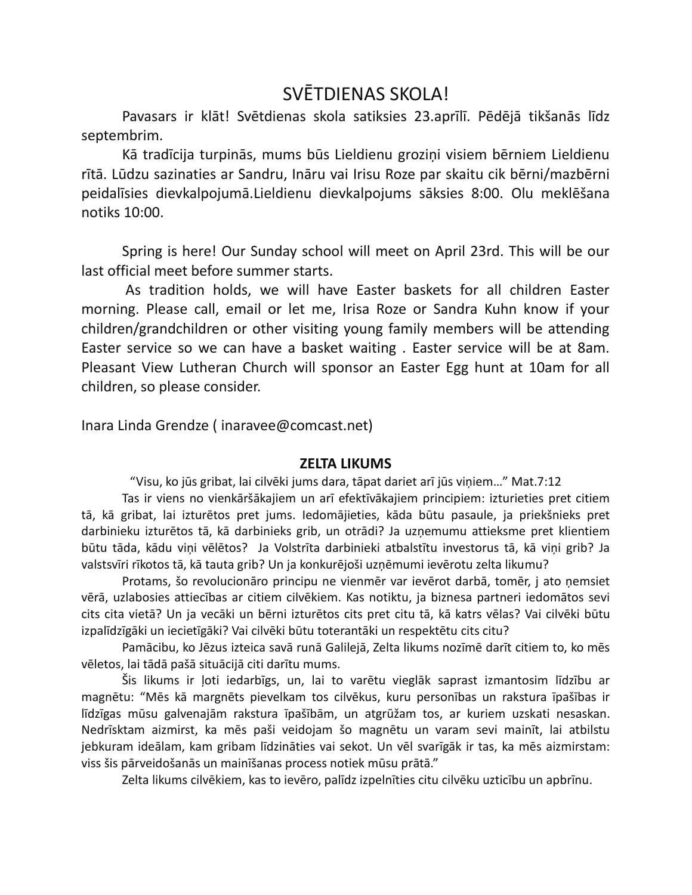# SVĒTDIENAS SKOLA!

Pavasars ir klāt! Svētdienas skola satiksies 23.aprīlī. Pēdējā tikšanās līdz septembrim.

Kā tradīcija turpinās, mums būs Lieldienu groziņi visiem bērniem Lieldienu rītā. Lūdzu sazinaties ar Sandru, Ināru vai Irisu Roze par skaitu cik bērni/mazbērni peidalīsies dievkalpojumā.Lieldienu dievkalpojums sāksies 8:00. Olu meklēšana notiks 10:00.

Spring is here! Our Sunday school will meet on April 23rd. This will be our last official meet before summer starts.

As tradition holds, we will have Easter baskets for all children Easter morning. Please call, email or let me, Irisa Roze or Sandra Kuhn know if your children/grandchildren or other visiting young family members will be attending Easter service so we can have a basket waiting . Easter service will be at 8am. Pleasant View Lutheran Church will sponsor an Easter Egg hunt at 10am for all children, so please consider.

Inara Linda Grendze ( inaravee@comcast.net)

## ZELTA LIKUMS

"Visu, ko jūs gribat, lai cilvēki jums dara, tāpat dariet arī jūs viņiem…" Mat.7:12

Tas ir viens no vienkāršākajiem un arī efektīvākajiem principiem: izturieties pret citiem tā, kā gribat, lai izturētos pret jums. Iedomājieties, kāda būtu pasaule, ja priekšnieks pret darbinieku izturētos tā, kā darbinieks grib, un otrādi? Ja uzņemumu attieksme pret klientiem būtu tāda, kādu viņi vēlētos? Ja Volstrīta darbinieki atbalstītu investorus tā, kā viņi grib? Ja valstsvīri rīkotos tā, kā tauta grib? Un ja konkurējoši uzņēmumi ievērotu zelta likumu?

Protams, šo revolucionāro principu ne vienmēr var ievērot darbā, tomēr, j ato ņemsiet vērā, uzlabosies attiecības ar citiem cilvēkiem. Kas notiktu, ja biznesa partneri iedomātos sevi cits cita vietā? Un ja vecāki un bērni izturētos cits pret citu tā, kā katrs vēlas? Vai cilvēki būtu izpalīdzīgāki un iecietīgāki? Vai cilvēki būtu toterantāki un respektētu cits citu?

Pamācibu, ko Jēzus izteica savā runā Galilejā, Zelta likums nozīmē darīt citiem to, ko mēs vēletos, lai tādā pašā situācijā citi darītu mums.

Šis likums ir ļoti iedarbīgs, un, lai to varētu vieglāk saprast izmantosim līdzību ar magnētu: "Mēs kā margnēts pievelkam tos cilvēkus, kuru personības un rakstura īpašības ir līdzīgas mūsu galvenajām rakstura īpašībām, un atgrūžam tos, ar kuriem uzskati nesaskan. Nedrīsktam aizmirst, ka mēs paši veidojam šo magnētu un varam sevi mainīt, lai atbilstu jebkuram ideālam, kam gribam līdzināties vai sekot. Un vēl svarīgāk ir tas, ka mēs aizmirstam: viss šis pārveidošanās un mainīšanas process notiek mūsu prātā."

Zelta likums cilvēkiem, kas to ievēro, palīdz izpelnīties citu cilvēku uzticību un apbrīnu.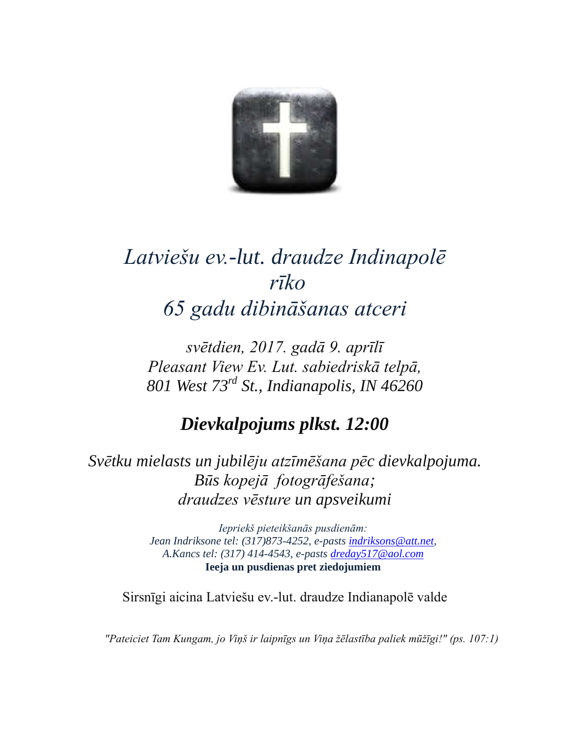# *Latviešu ev.-lut. draudze Indinapolē rīko 65 gadu dibināšanas atceri*

*svētdien, 2017. gadā 9. aprīlī*
*Pleasant View Ev. Lut. sabiedriskā telpā,*
*801 West 73rd St., Indianapolis, IN 46260*

## ***Dievkalpojums plkst. 12:00***

*Svētku mielasts un jubilēju atzīmēšana pēc dievkalpojuma.*
*Būs kopejā  fotogrāfešana;*
*draudzes vēsture un apsveikumi*

*Iepriekš pieteikšanās pusdienām:*
*Jean Indriksone tel: (317)873-4252, e-pasts indriksons@att.net,*
*A.Kancs tel: (317) 414-4543, e-pasts dreday517@aol.com*
**Ieeja un pusdienas pret ziedojumiem**

Sirsnīgi aicina Latviešu ev.-lut. draudze Indianapolē valde

*"Pateiciet Tam Kungam, jo Viņš ir laipnīgs un Viņa žēlastība paliek mūžīgi!" (ps. 107:1)*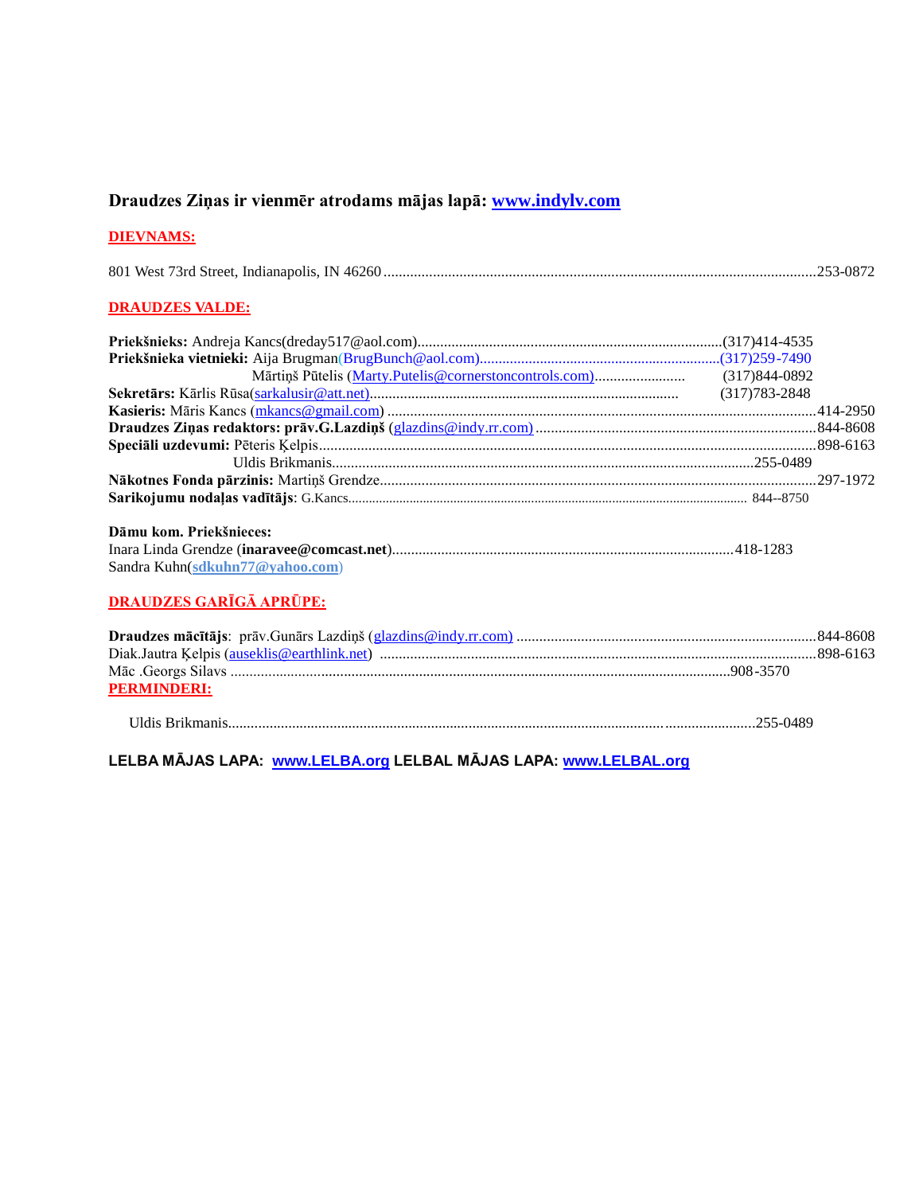**Draudzes Ziņas ir vienmēr atrodams mājas lapā: www.indylv.com**

**DIEVNAMS:**

801 West 73rd Street, Indianapolis, IN 46260 ........253-0872

**DRAUDZES VALDE:**

**Priekšnieks:** Andreja Kancs(dreday517@aol.com)........(317)414-4535
**Priekšnieka vietnieki:** Aija Brugman(BrugBunch@aol.com)........(317)259-7490
Mārtiņš Pūtelis (Marty.Putelis@cornerstoncontrols.com)........ (317)844-0892
**Sekretārs:** Kārlis Rūsa(sarkalusir@att.net)........ (317)783-2848
**Kasieris:** Māris Kancs (mkancs@gmail.com) ........414-2950
**Draudzes Ziņas redaktors: prāv.G.Lazdiņš** (glazdins@indy.rr.com) ........844-8608
**Speciāli uzdevumi:** Pēteris Ķelpis........898-6163
Uldis Brikmanis........255-0489
**Nākotnes Fonda pārzinis:** Martiņš Grendze........297-1972
**Sarikojumu nodaļas vadītājs**: G.Kancs........ 844--8750

**Dāmu kom. Priekšnieces:**
Inara Linda Grendze (**inaravee@comcast.net**)........418-1283
Sandra Kuhn(**sdkuhn77@yahoo.com**)

**DRAUDZES GARĪGĀ APRŪPE:**

**Draudzes mācītājs**: prāv.Gunārs Lazdiņš (glazdins@indy.rr.com) ........844-8608
Diak.Jautra Ķelpis (auseklis@earthlink.net) ........898-6163
Māc .Georgs Silavs ........908-3570

**PERMINDERI:**

Uldis Brikmanis........255-0489

**LELBA MĀJAS LAPA: www.LELBA.org LELBAL MĀJAS LAPA: www.LELBAL.org**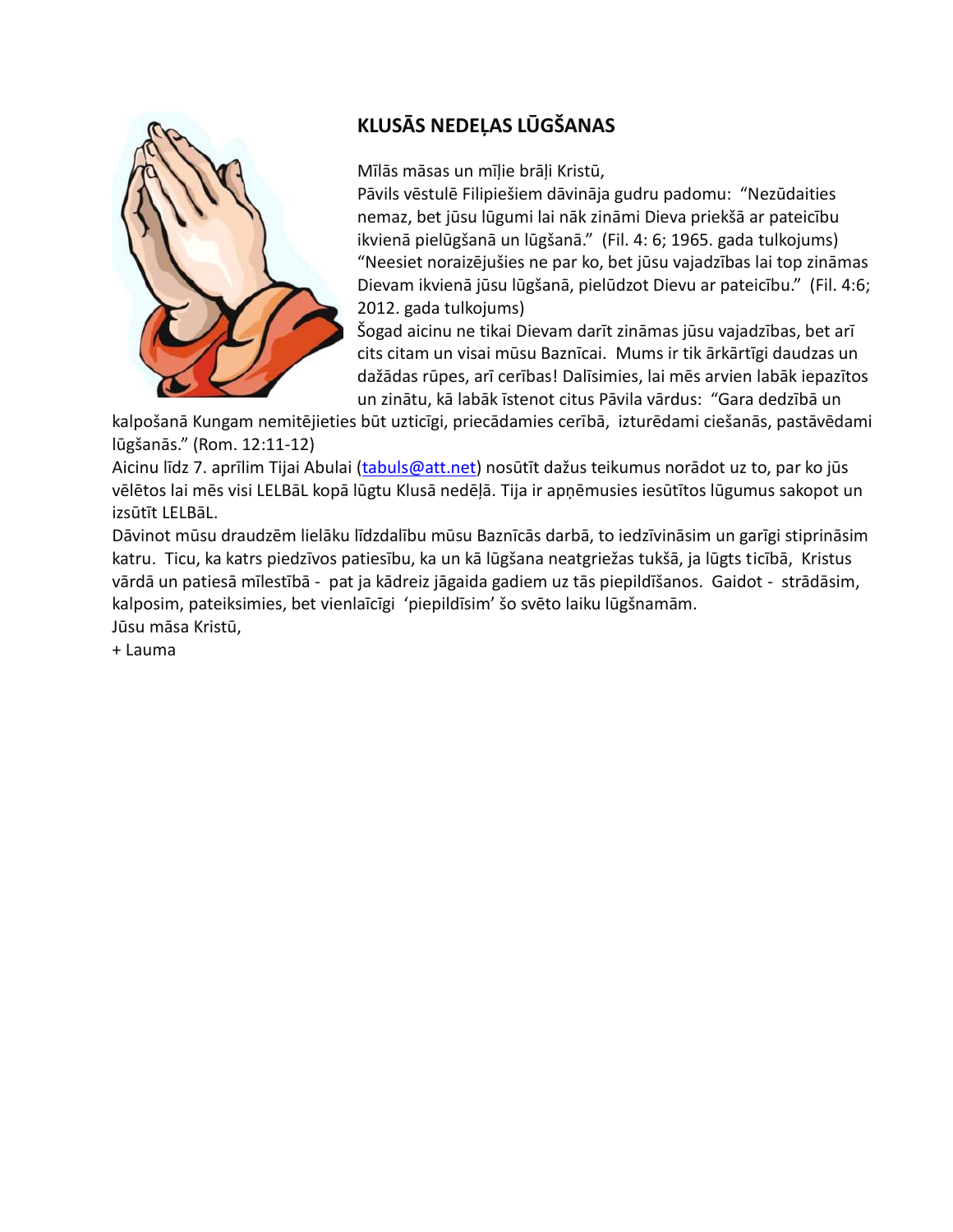## KLUSĀS NEDEĻAS LŪGŠANAS

Mīlās māsas un mīļie brāļi Kristū,
Pāvils vēstulē Filipiešiem dāvināja gudru padomu: "Nezūdaities nemaz, bet jūsu lūgumi lai nāk zināmi Dieva priekšā ar pateicību ikvienā pielūgšanā un lūgšanā." (Fil. 4: 6; 1965. gada tulkojums) "Neesiet noraizējušies ne par ko, bet jūsu vajadzības lai top zināmas Dievam ikvienā jūsu lūgšanā, pielūdzot Dievu ar pateicību." (Fil. 4:6; 2012. gada tulkojums)
Šogad aicinu ne tikai Dievam darīt zināmas jūsu vajadzības, bet arī cits citam un visai mūsu Baznīcai. Mums ir tik ārkārtīgi daudzas un dažādas rūpes, arī cerības! Dalīsimies, lai mēs arvien labāk iepazītos un zinātu, kā labāk īstenot citus Pāvila vārdus: "Gara dedzībā un kalpošanā Kungam nemitējieties būt uzticīgi, priecādamies cerībā, izturēdami ciešanās, pastāvēdami lūgšanās." (Rom. 12:11-12)
Aicinu līdz 7. aprīlim Tijai Abulai (tabuls@att.net) nosūtīt dažus teikumus norādot uz to, par ko jūs vēlētos lai mēs visi LELBāL kopā lūgtu Klusā nedēļā. Tija ir apņēmusies iesūtītos lūgumus sakopot un izsūtīt LELBāL.
Dāvinot mūsu draudzēm lielāku līdzdalību mūsu Baznīcās darbā, to iedzīvināsim un garīgi stiprināsim katru. Ticu, ka katrs piedzīvos patiesību, ka un kā lūgšana neatgriežas tukšā, ja lūgts ticībā, Kristus vārdā un patiesā mīlestībā - pat ja kādreiz jāgaida gadiem uz tās piepildīšanos. Gaidot - strādāsim, kalposim, pateiksimies, bet vienlaīcīgi 'piepildīsim' šo svēto laiku lūgšnamām.
Jūsu māsa Kristū,
+ Lauma